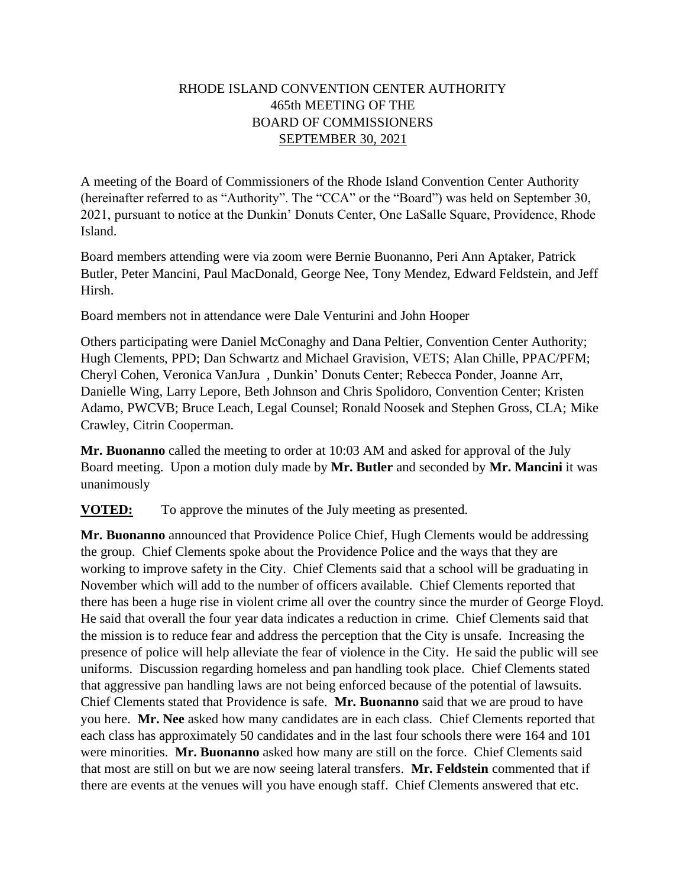RHODE ISLAND CONVENTION CENTER AUTHORITY
465th MEETING OF THE
BOARD OF COMMISSIONERS
SEPTEMBER 30, 2021

A meeting of the Board of Commissioners of the Rhode Island Convention Center Authority (hereinafter referred to as "Authority". The "CCA" or the "Board") was held on September 30, 2021, pursuant to notice at the Dunkin' Donuts Center, One LaSalle Square, Providence, Rhode Island.

Board members attending were via zoom were Bernie Buonanno, Peri Ann Aptaker, Patrick Butler, Peter Mancini, Paul MacDonald, George Nee, Tony Mendez, Edward Feldstein, and Jeff Hirsh.

Board members not in attendance were Dale Venturini and John Hooper

Others participating were Daniel McConaghy and Dana Peltier, Convention Center Authority; Hugh Clements, PPD; Dan Schwartz and Michael Gravision, VETS; Alan Chille, PPAC/PFM; Cheryl Cohen, Veronica VanJura , Dunkin' Donuts Center; Rebecca Ponder, Joanne Arr, Danielle Wing, Larry Lepore, Beth Johnson and Chris Spolidoro, Convention Center; Kristen Adamo, PWCVB; Bruce Leach, Legal Counsel; Ronald Noosek and Stephen Gross, CLA; Mike Crawley, Citrin Cooperman.

**Mr. Buonanno** called the meeting to order at 10:03 AM and asked for approval of the July Board meeting. Upon a motion duly made by **Mr. Butler** and seconded by **Mr. Mancini** it was unanimously

**VOTED:** To approve the minutes of the July meeting as presented.

**Mr. Buonanno** announced that Providence Police Chief, Hugh Clements would be addressing the group. Chief Clements spoke about the Providence Police and the ways that they are working to improve safety in the City. Chief Clements said that a school will be graduating in November which will add to the number of officers available. Chief Clements reported that there has been a huge rise in violent crime all over the country since the murder of George Floyd. He said that overall the four year data indicates a reduction in crime. Chief Clements said that the mission is to reduce fear and address the perception that the City is unsafe. Increasing the presence of police will help alleviate the fear of violence in the City. He said the public will see uniforms. Discussion regarding homeless and pan handling took place. Chief Clements stated that aggressive pan handling laws are not being enforced because of the potential of lawsuits. Chief Clements stated that Providence is safe. **Mr. Buonanno** said that we are proud to have you here. **Mr. Nee** asked how many candidates are in each class. Chief Clements reported that each class has approximately 50 candidates and in the last four schools there were 164 and 101 were minorities. **Mr. Buonanno** asked how many are still on the force. Chief Clements said that most are still on but we are now seeing lateral transfers. **Mr. Feldstein** commented that if there are events at the venues will you have enough staff. Chief Clements answered that etc.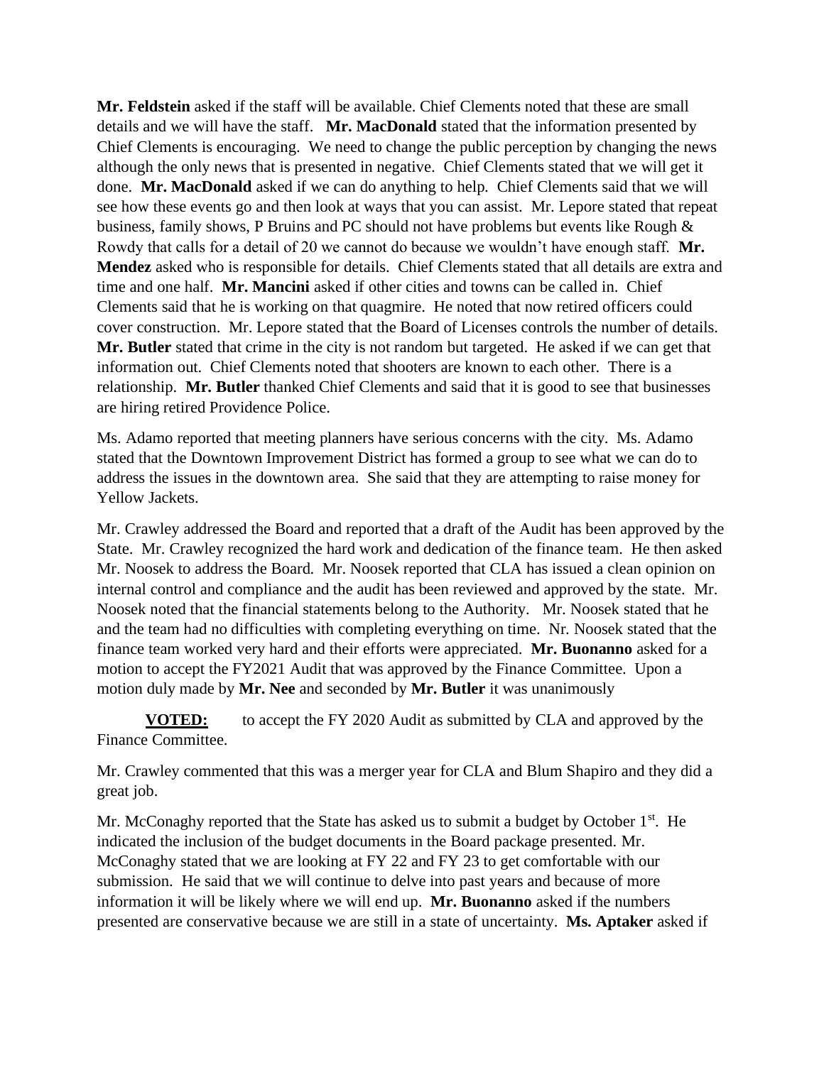**Mr. Feldstein** asked if the staff will be available. Chief Clements noted that these are small details and we will have the staff. **Mr. MacDonald** stated that the information presented by Chief Clements is encouraging. We need to change the public perception by changing the news although the only news that is presented in negative. Chief Clements stated that we will get it done. **Mr. MacDonald** asked if we can do anything to help. Chief Clements said that we will see how these events go and then look at ways that you can assist. Mr. Lepore stated that repeat business, family shows, P Bruins and PC should not have problems but events like Rough & Rowdy that calls for a detail of 20 we cannot do because we wouldn't have enough staff. **Mr. Mendez** asked who is responsible for details. Chief Clements stated that all details are extra and time and one half. **Mr. Mancini** asked if other cities and towns can be called in. Chief Clements said that he is working on that quagmire. He noted that now retired officers could cover construction. Mr. Lepore stated that the Board of Licenses controls the number of details. **Mr. Butler** stated that crime in the city is not random but targeted. He asked if we can get that information out. Chief Clements noted that shooters are known to each other. There is a relationship. **Mr. Butler** thanked Chief Clements and said that it is good to see that businesses are hiring retired Providence Police.

Ms. Adamo reported that meeting planners have serious concerns with the city. Ms. Adamo stated that the Downtown Improvement District has formed a group to see what we can do to address the issues in the downtown area. She said that they are attempting to raise money for Yellow Jackets.

Mr. Crawley addressed the Board and reported that a draft of the Audit has been approved by the State. Mr. Crawley recognized the hard work and dedication of the finance team. He then asked Mr. Noosek to address the Board. Mr. Noosek reported that CLA has issued a clean opinion on internal control and compliance and the audit has been reviewed and approved by the state. Mr. Noosek noted that the financial statements belong to the Authority. Mr. Noosek stated that he and the team had no difficulties with completing everything on time. Nr. Noosek stated that the finance team worked very hard and their efforts were appreciated. **Mr. Buonanno** asked for a motion to accept the FY2021 Audit that was approved by the Finance Committee. Upon a motion duly made by **Mr. Nee** and seconded by **Mr. Butler** it was unanimously

**VOTED:** to accept the FY 2020 Audit as submitted by CLA and approved by the Finance Committee.

Mr. Crawley commented that this was a merger year for CLA and Blum Shapiro and they did a great job.

Mr. McConaghy reported that the State has asked us to submit a budget by October 1st. He indicated the inclusion of the budget documents in the Board package presented. Mr. McConaghy stated that we are looking at FY 22 and FY 23 to get comfortable with our submission. He said that we will continue to delve into past years and because of more information it will be likely where we will end up. **Mr. Buonanno** asked if the numbers presented are conservative because we are still in a state of uncertainty. **Ms. Aptaker** asked if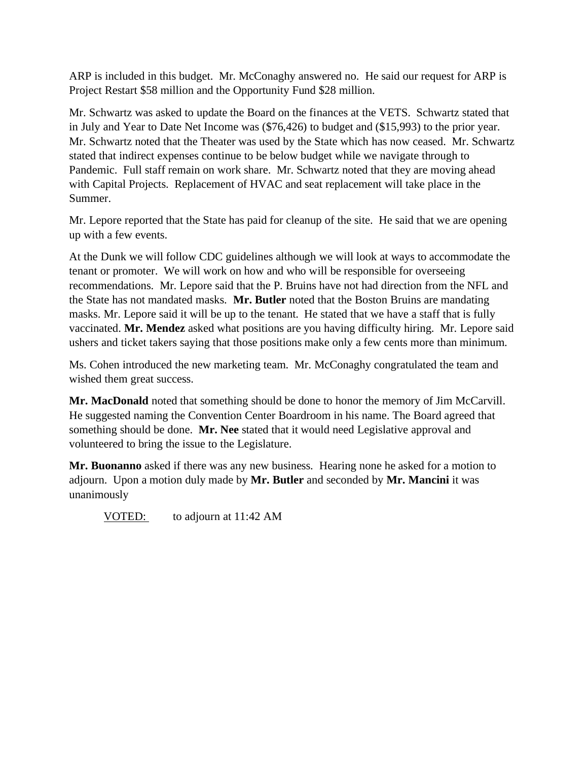ARP is included in this budget. Mr. McConaghy answered no. He said our request for ARP is Project Restart $58 million and the Opportunity Fund $28 million.

Mr. Schwartz was asked to update the Board on the finances at the VETS. Schwartz stated that in July and Year to Date Net Income was ($76,426) to budget and ($15,993) to the prior year. Mr. Schwartz noted that the Theater was used by the State which has now ceased. Mr. Schwartz stated that indirect expenses continue to be below budget while we navigate through to Pandemic. Full staff remain on work share. Mr. Schwartz noted that they are moving ahead with Capital Projects. Replacement of HVAC and seat replacement will take place in the Summer.

Mr. Lepore reported that the State has paid for cleanup of the site. He said that we are opening up with a few events.

At the Dunk we will follow CDC guidelines although we will look at ways to accommodate the tenant or promoter. We will work on how and who will be responsible for overseeing recommendations. Mr. Lepore said that the P. Bruins have not had direction from the NFL and the State has not mandated masks. **Mr. Butler** noted that the Boston Bruins are mandating masks. Mr. Lepore said it will be up to the tenant. He stated that we have a staff that is fully vaccinated. **Mr. Mendez** asked what positions are you having difficulty hiring. Mr. Lepore said ushers and ticket takers saying that those positions make only a few cents more than minimum.

Ms. Cohen introduced the new marketing team. Mr. McConaghy congratulated the team and wished them great success.

**Mr. MacDonald** noted that something should be done to honor the memory of Jim McCarvill. He suggested naming the Convention Center Boardroom in his name. The Board agreed that something should be done. **Mr. Nee** stated that it would need Legislative approval and volunteered to bring the issue to the Legislature.

**Mr. Buonanno** asked if there was any new business. Hearing none he asked for a motion to adjourn. Upon a motion duly made by **Mr. Butler** and seconded by **Mr. Mancini** it was unanimously

<u>VOTED:</u> to adjourn at 11:42 AM